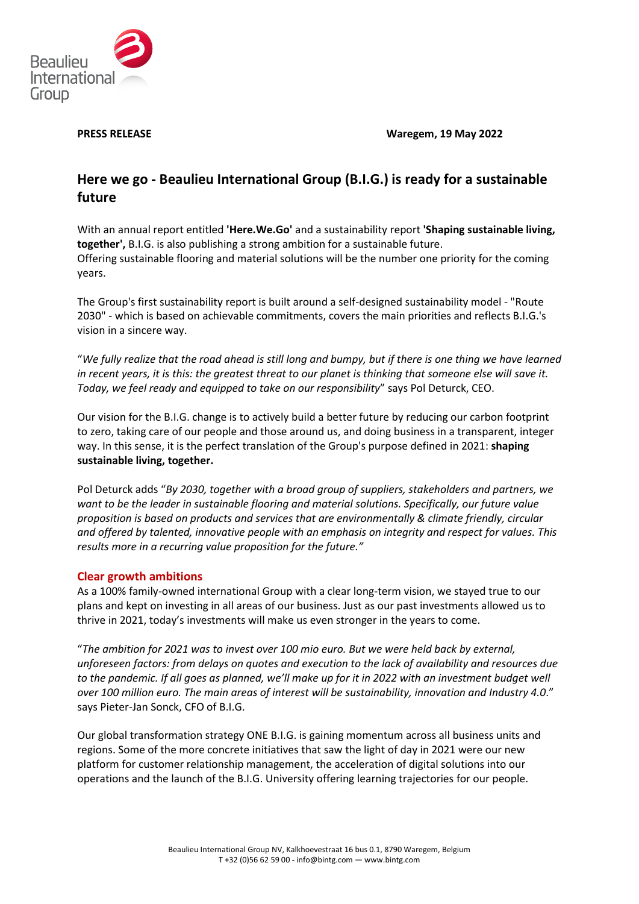**PRESS RELEASE** **Waregem, 19 May 2022**

# Here we go - Beaulieu International Group (B.I.G.) is ready for a sustainable future

With an annual report entitled **'Here.We.Go'** and a sustainability report **'Shaping sustainable living, together',** B.I.G. is also publishing a strong ambition for a sustainable future.
Offering sustainable flooring and material solutions will be the number one priority for the coming years.

The Group's first sustainability report is built around a self-designed sustainability model - "Route 2030" - which is based on achievable commitments, covers the main priorities and reflects B.I.G.'s vision in a sincere way.

"*We fully realize that the road ahead is still long and bumpy, but if there is one thing we have learned in recent years, it is this: the greatest threat to our planet is thinking that someone else will save it. Today, we feel ready and equipped to take on our responsibility*" says Pol Deturck, CEO.

Our vision for the B.I.G. change is to actively build a better future by reducing our carbon footprint to zero, taking care of our people and those around us, and doing business in a transparent, integer way. In this sense, it is the perfect translation of the Group's purpose defined in 2021: **shaping sustainable living, together.**

Pol Deturck adds "*By 2030, together with a broad group of suppliers, stakeholders and partners, we want to be the leader in sustainable flooring and material solutions. Specifically, our future value proposition is based on products and services that are environmentally & climate friendly, circular and offered by talented, innovative people with an emphasis on integrity and respect for values. This results more in a recurring value proposition for the future."*

## Clear growth ambitions

As a 100% family-owned international Group with a clear long-term vision, we stayed true to our plans and kept on investing in all areas of our business. Just as our past investments allowed us to thrive in 2021, today's investments will make us even stronger in the years to come.

"*The ambition for 2021 was to invest over 100 mio euro. But we were held back by external, unforeseen factors: from delays on quotes and execution to the lack of availability and resources due to the pandemic. If all goes as planned, we'll make up for it in 2022 with an investment budget well over 100 million euro. The main areas of interest will be sustainability, innovation and Industry 4.0*." says Pieter-Jan Sonck, CFO of B.I.G.

Our global transformation strategy ONE B.I.G. is gaining momentum across all business units and regions. Some of the more concrete initiatives that saw the light of day in 2021 were our new platform for customer relationship management, the acceleration of digital solutions into our operations and the launch of the B.I.G. University offering learning trajectories for our people.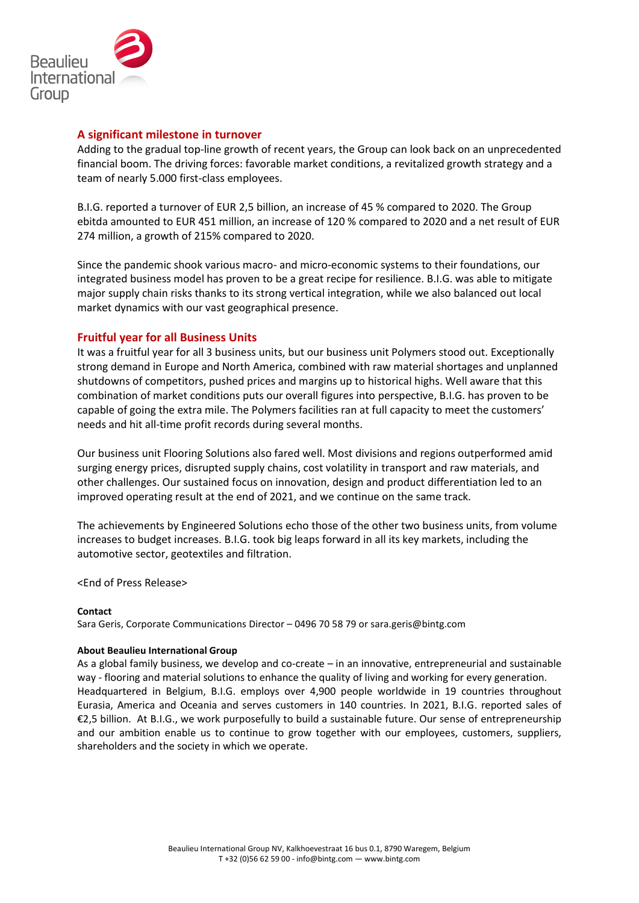## A significant milestone in turnover

Adding to the gradual top-line growth of recent years, the Group can look back on an unprecedented financial boom. The driving forces: favorable market conditions, a revitalized growth strategy and a team of nearly 5.000 first-class employees.

B.I.G. reported a turnover of EUR 2,5 billion, an increase of 45 % compared to 2020. The Group ebitda amounted to EUR 451 million, an increase of 120 % compared to 2020 and a net result of EUR 274 million, a growth of 215% compared to 2020.

Since the pandemic shook various macro- and micro-economic systems to their foundations, our integrated business model has proven to be a great recipe for resilience. B.I.G. was able to mitigate major supply chain risks thanks to its strong vertical integration, while we also balanced out local market dynamics with our vast geographical presence.

## Fruitful year for all Business Units

It was a fruitful year for all 3 business units, but our business unit Polymers stood out. Exceptionally strong demand in Europe and North America, combined with raw material shortages and unplanned shutdowns of competitors, pushed prices and margins up to historical highs. Well aware that this combination of market conditions puts our overall figures into perspective, B.I.G. has proven to be capable of going the extra mile. The Polymers facilities ran at full capacity to meet the customers' needs and hit all-time profit records during several months.

Our business unit Flooring Solutions also fared well. Most divisions and regions outperformed amid surging energy prices, disrupted supply chains, cost volatility in transport and raw materials, and other challenges. Our sustained focus on innovation, design and product differentiation led to an improved operating result at the end of 2021, and we continue on the same track.

The achievements by Engineered Solutions echo those of the other two business units, from volume increases to budget increases. B.I.G. took big leaps forward in all its key markets, including the automotive sector, geotextiles and filtration.

<End of Press Release>

**Contact**
Sara Geris, Corporate Communications Director – 0496 70 58 79 or sara.geris@bintg.com

**About Beaulieu International Group**
As a global family business, we develop and co-create – in an innovative, entrepreneurial and sustainable way - flooring and material solutions to enhance the quality of living and working for every generation. Headquartered in Belgium, B.I.G. employs over 4,900 people worldwide in 19 countries throughout Eurasia, America and Oceania and serves customers in 140 countries. In 2021, B.I.G. reported sales of €2,5 billion. At B.I.G., we work purposefully to build a sustainable future. Our sense of entrepreneurship and our ambition enable us to continue to grow together with our employees, customers, suppliers, shareholders and the society in which we operate.

Beaulieu International Group NV, Kalkhoevestraat 16 bus 0.1, 8790 Waregem, Belgium
T +32 (0)56 62 59 00 - info@bintg.com — www.bintg.com